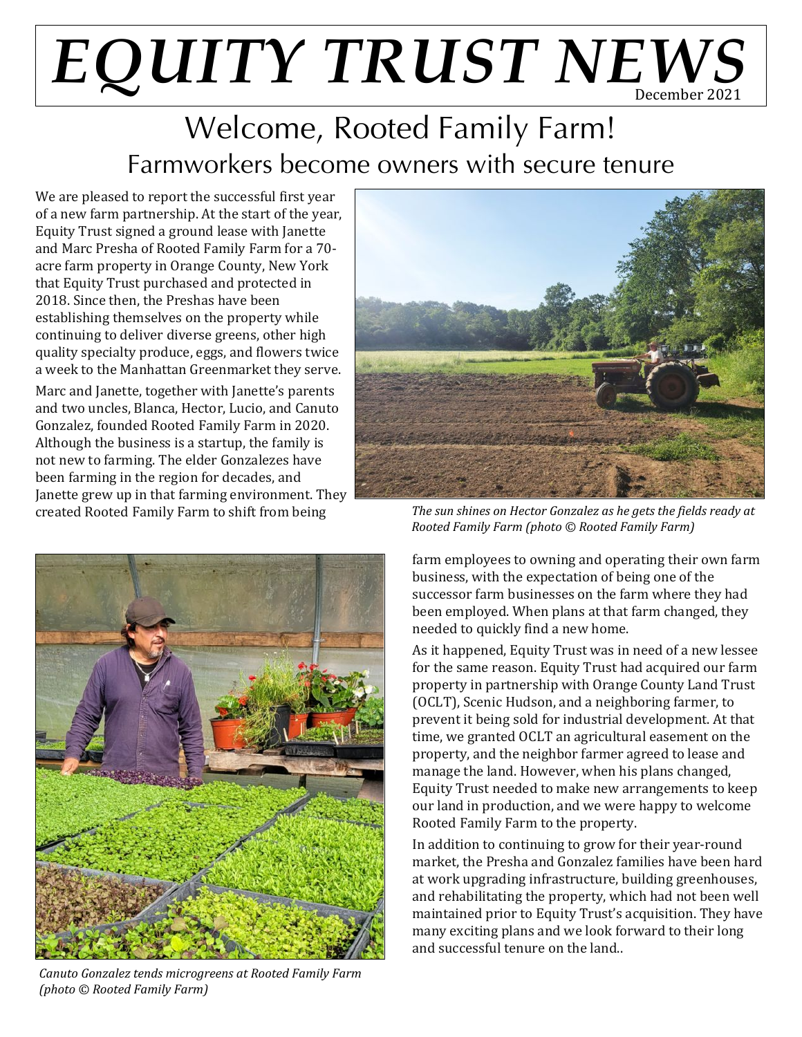# EQUITY TRUST NEWS

December 2021

## Welcome, Rooted Family Farm!

### Farmworkers become owners with secure tenure

We are pleased to report the successful first year of a new farm partnership. At the start of the year, Equity Trust signed a ground lease with Janette and Marc Presha of Rooted Family Farm for a 70-acre farm property in Orange County, New York that Equity Trust purchased and protected in 2018. Since then, the Preshas have been establishing themselves on the property while continuing to deliver diverse greens, other high quality specialty produce, eggs, and flowers twice a week to the Manhattan Greenmarket they serve.

Marc and Janette, together with Janette's parents and two uncles, Blanca, Hector, Lucio, and Canuto Gonzalez, founded Rooted Family Farm in 2020. Although the business is a startup, the family is not new to farming. The elder Gonzalezes have been farming in the region for decades, and Janette grew up in that farming environment. They created Rooted Family Farm to shift from being farm employees to owning and operating their own farm business, with the expectation of being one of the successor farm businesses on the farm where they had been employed. When plans at that farm changed, they needed to quickly find a new home.

*The sun shines on Hector Gonzalez as he gets the fields ready at Rooted Family Farm (photo © Rooted Family Farm)*

As it happened, Equity Trust was in need of a new lessee for the same reason. Equity Trust had acquired our farm property in partnership with Orange County Land Trust (OCLT), Scenic Hudson, and a neighboring farmer, to prevent it being sold for industrial development. At that time, we granted OCLT an agricultural easement on the property, and the neighbor farmer agreed to lease and manage the land. However, when his plans changed, Equity Trust needed to make new arrangements to keep our land in production, and we were happy to welcome Rooted Family Farm to the property.

In addition to continuing to grow for their year-round market, the Presha and Gonzalez families have been hard at work upgrading infrastructure, building greenhouses, and rehabilitating the property, which had not been well maintained prior to Equity Trust's acquisition. They have many exciting plans and we look forward to their long and successful tenure on the land..

*Canuto Gonzalez tends microgreens at Rooted Family Farm (photo © Rooted Family Farm)*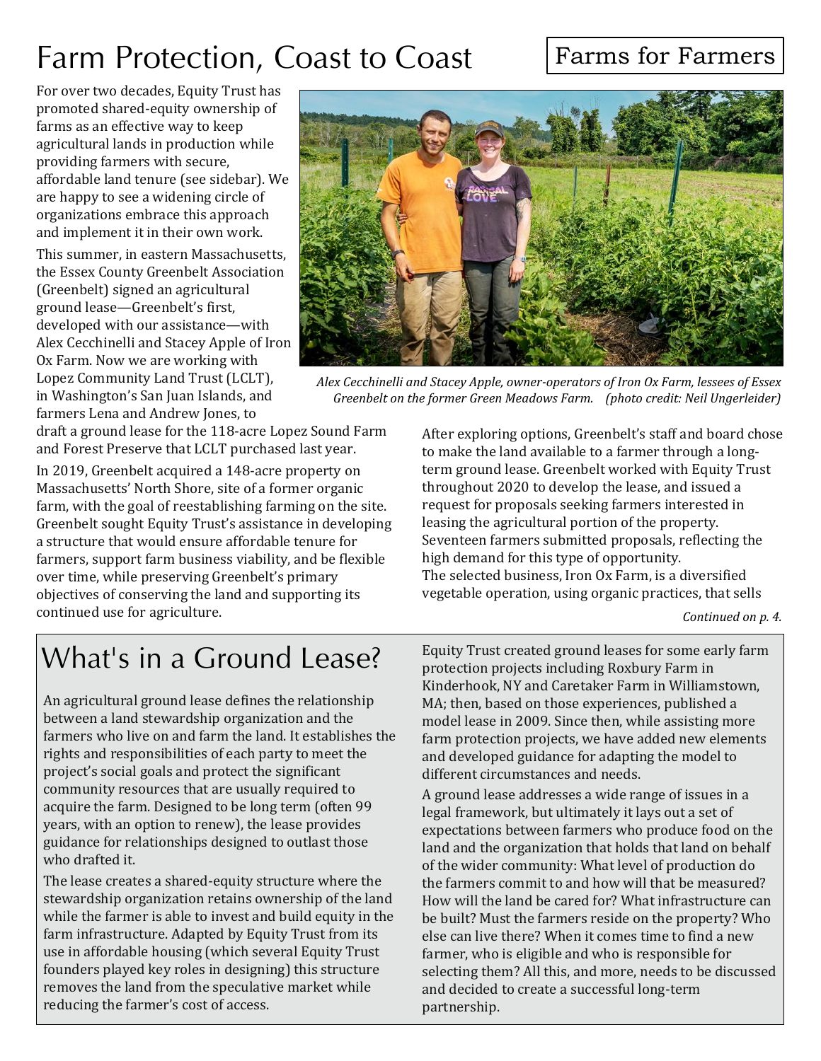# Farm Protection, Coast to Coast

Farms for Farmers

For over two decades, Equity Trust has promoted shared-equity ownership of farms as an effective way to keep agricultural lands in production while providing farmers with secure, affordable land tenure (see sidebar). We are happy to see a widening circle of organizations embrace this approach and implement it in their own work.

This summer, in eastern Massachusetts, the Essex County Greenbelt Association (Greenbelt) signed an agricultural ground lease—Greenbelt's first, developed with our assistance—with Alex Cecchinelli and Stacey Apple of Iron Ox Farm. Now we are working with Lopez Community Land Trust (LCLT), in Washington's San Juan Islands, and farmers Lena and Andrew Jones, to draft a ground lease for the 118-acre Lopez Sound Farm and Forest Preserve that LCLT purchased last year.

*Alex Cecchinelli and Stacey Apple, owner-operators of Iron Ox Farm, lessees of Essex Greenbelt on the former Green Meadows Farm. (photo credit: Neil Ungerleider)*

In 2019, Greenbelt acquired a 148-acre property on Massachusetts' North Shore, site of a former organic farm, with the goal of reestablishing farming on the site. Greenbelt sought Equity Trust's assistance in developing a structure that would ensure affordable tenure for farmers, support farm business viability, and be flexible over time, while preserving Greenbelt's primary objectives of conserving the land and supporting its continued use for agriculture.

After exploring options, Greenbelt's staff and board chose to make the land available to a farmer through a long-term ground lease. Greenbelt worked with Equity Trust throughout 2020 to develop the lease, and issued a request for proposals seeking farmers interested in leasing the agricultural portion of the property. Seventeen farmers submitted proposals, reflecting the high demand for this type of opportunity.

The selected business, Iron Ox Farm, is a diversified vegetable operation, using organic practices, that sells

*Continued on p. 4.*

## What's in a Ground Lease?

An agricultural ground lease defines the relationship between a land stewardship organization and the farmers who live on and farm the land. It establishes the rights and responsibilities of each party to meet the project's social goals and protect the significant community resources that are usually required to acquire the farm. Designed to be long term (often 99 years, with an option to renew), the lease provides guidance for relationships designed to outlast those who drafted it.

The lease creates a shared-equity structure where the stewardship organization retains ownership of the land while the farmer is able to invest and build equity in the farm infrastructure. Adapted by Equity Trust from its use in affordable housing (which several Equity Trust founders played key roles in designing) this structure removes the land from the speculative market while reducing the farmer's cost of access.

Equity Trust created ground leases for some early farm protection projects including Roxbury Farm in Kinderhook, NY and Caretaker Farm in Williamstown, MA; then, based on those experiences, published a model lease in 2009. Since then, while assisting more farm protection projects, we have added new elements and developed guidance for adapting the model to different circumstances and needs.

A ground lease addresses a wide range of issues in a legal framework, but ultimately it lays out a set of expectations between farmers who produce food on the land and the organization that holds that land on behalf of the wider community: What level of production do the farmers commit to and how will that be measured? How will the land be cared for? What infrastructure can be built? Must the farmers reside on the property? Who else can live there? When it comes time to find a new farmer, who is eligible and who is responsible for selecting them? All this, and more, needs to be discussed and decided to create a successful long-term partnership.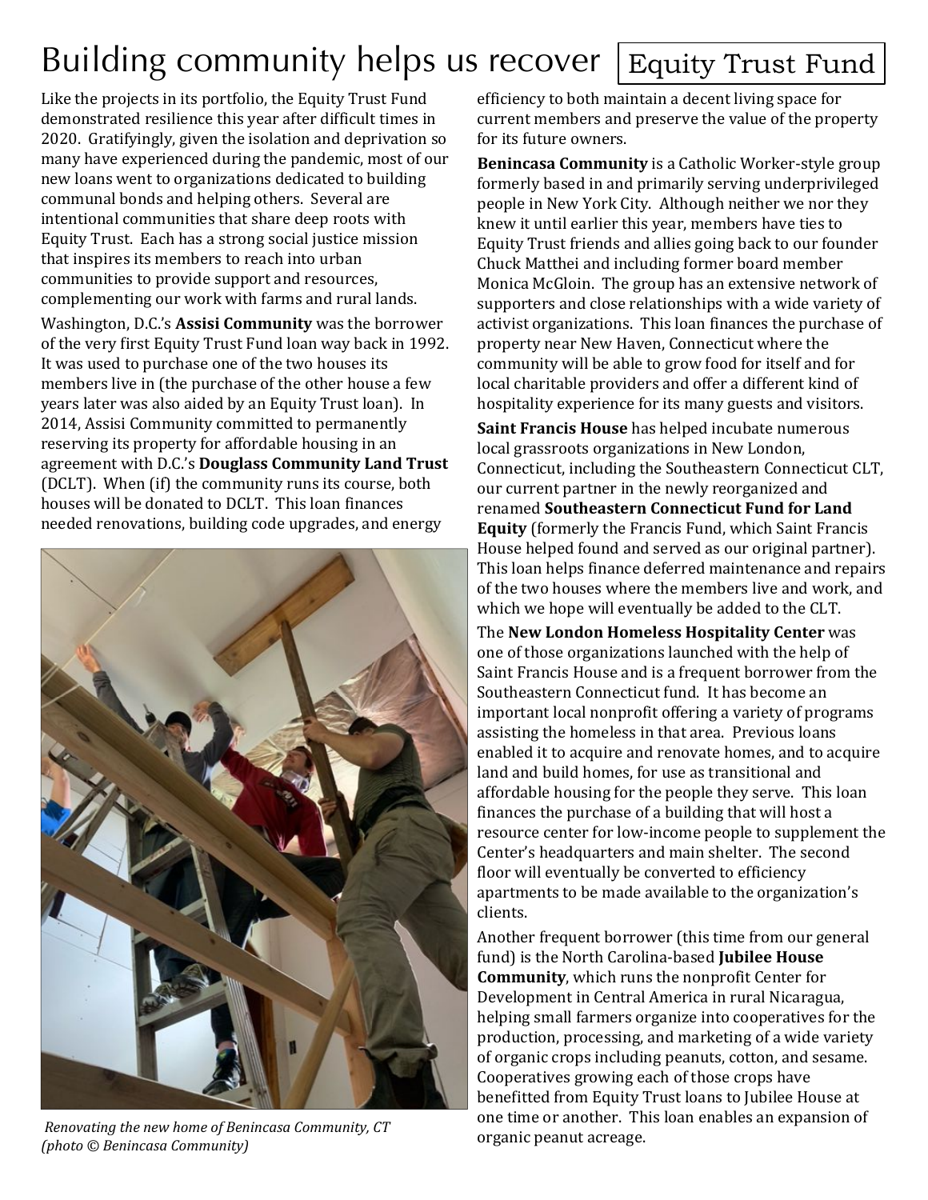# Building community helps us recover

Equity Trust Fund

Like the projects in its portfolio, the Equity Trust Fund demonstrated resilience this year after difficult times in 2020. Gratifyingly, given the isolation and deprivation so many have experienced during the pandemic, most of our new loans went to organizations dedicated to building communal bonds and helping others. Several are intentional communities that share deep roots with Equity Trust. Each has a strong social justice mission that inspires its members to reach into urban communities to provide support and resources, complementing our work with farms and rural lands.

Washington, D.C.'s **Assisi Community** was the borrower of the very first Equity Trust Fund loan way back in 1992. It was used to purchase one of the two houses its members live in (the purchase of the other house a few years later was also aided by an Equity Trust loan). In 2014, Assisi Community committed to permanently reserving its property for affordable housing in an agreement with D.C.'s **Douglass Community Land Trust** (DCLT). When (if) the community runs its course, both houses will be donated to DCLT. This loan finances needed renovations, building code upgrades, and energy efficiency to both maintain a decent living space for current members and preserve the value of the property for its future owners.

*Renovating the new home of Benincasa Community, CT (photo © Benincasa Community)*

**Benincasa Community** is a Catholic Worker-style group formerly based in and primarily serving underprivileged people in New York City. Although neither we nor they knew it until earlier this year, members have ties to Equity Trust friends and allies going back to our founder Chuck Matthei and including former board member Monica McGloin. The group has an extensive network of supporters and close relationships with a wide variety of activist organizations. This loan finances the purchase of property near New Haven, Connecticut where the community will be able to grow food for itself and for local charitable providers and offer a different kind of hospitality experience for its many guests and visitors.

**Saint Francis House** has helped incubate numerous local grassroots organizations in New London, Connecticut, including the Southeastern Connecticut CLT, our current partner in the newly reorganized and renamed **Southeastern Connecticut Fund for Land Equity** (formerly the Francis Fund, which Saint Francis House helped found and served as our original partner). This loan helps finance deferred maintenance and repairs of the two houses where the members live and work, and which we hope will eventually be added to the CLT.

The **New London Homeless Hospitality Center** was one of those organizations launched with the help of Saint Francis House and is a frequent borrower from the Southeastern Connecticut fund. It has become an important local nonprofit offering a variety of programs assisting the homeless in that area. Previous loans enabled it to acquire and renovate homes, and to acquire land and build homes, for use as transitional and affordable housing for the people they serve. This loan finances the purchase of a building that will host a resource center for low-income people to supplement the Center's headquarters and main shelter. The second floor will eventually be converted to efficiency apartments to be made available to the organization's clients.

Another frequent borrower (this time from our general fund) is the North Carolina-based **Jubilee House Community**, which runs the nonprofit Center for Development in Central America in rural Nicaragua, helping small farmers organize into cooperatives for the production, processing, and marketing of a wide variety of organic crops including peanuts, cotton, and sesame. Cooperatives growing each of those crops have benefitted from Equity Trust loans to Jubilee House at one time or another. This loan enables an expansion of organic peanut acreage.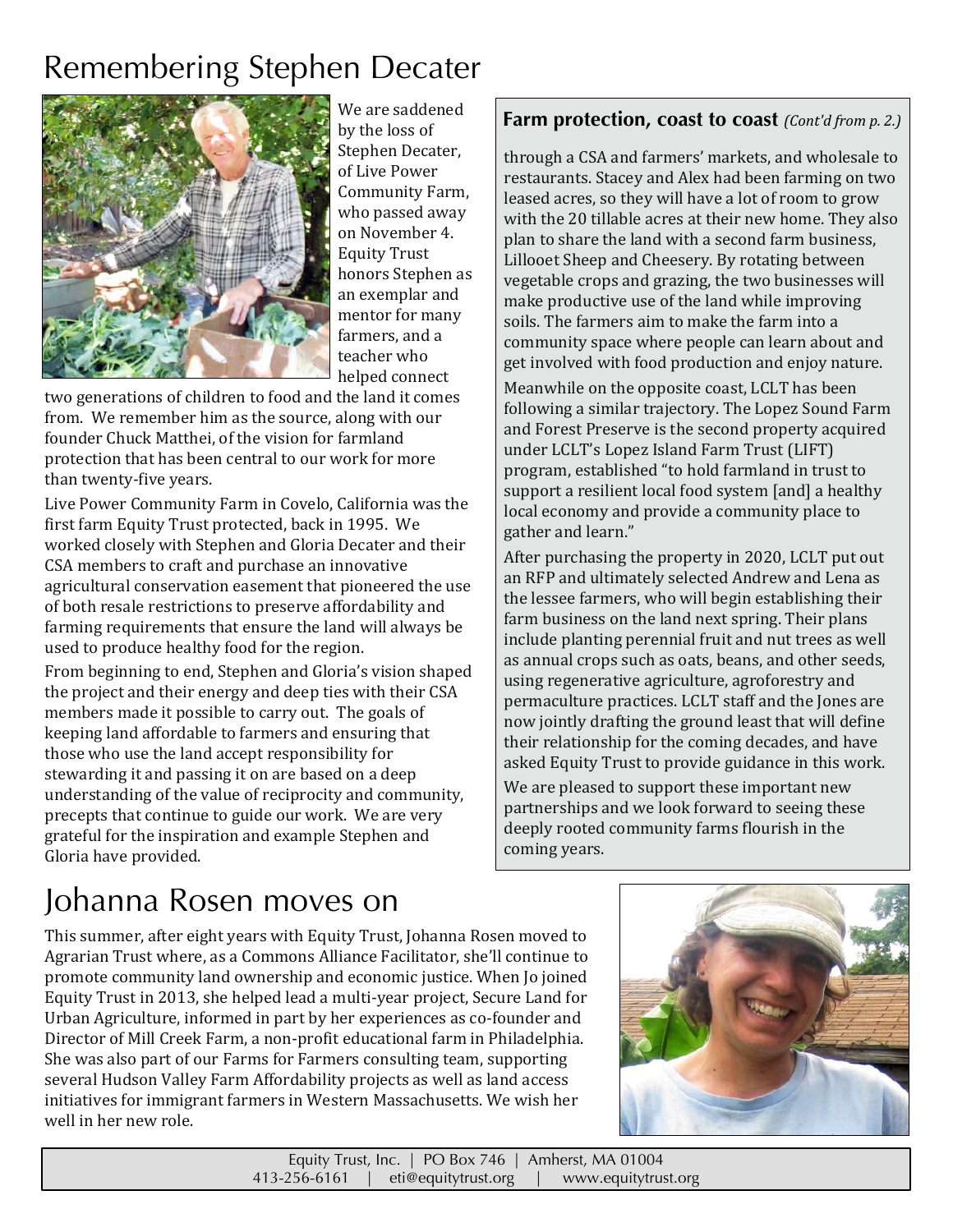# Remembering Stephen Decater

We are saddened by the loss of Stephen Decater, of Live Power Community Farm, who passed away on November 4. Equity Trust honors Stephen as an exemplar and mentor for many farmers, and a teacher who helped connect two generations of children to food and the land it comes from. We remember him as the source, along with our founder Chuck Matthei, of the vision for farmland protection that has been central to our work for more than twenty-five years.

Live Power Community Farm in Covelo, California was the first farm Equity Trust protected, back in 1995. We worked closely with Stephen and Gloria Decater and their CSA members to craft and purchase an innovative agricultural conservation easement that pioneered the use of both resale restrictions to preserve affordability and farming requirements that ensure the land will always be used to produce healthy food for the region.

From beginning to end, Stephen and Gloria's vision shaped the project and their energy and deep ties with their CSA members made it possible to carry out. The goals of keeping land affordable to farmers and ensuring that those who use the land accept responsibility for stewarding it and passing it on are based on a deep understanding of the value of reciprocity and community, precepts that continue to guide our work. We are very grateful for the inspiration and example Stephen and Gloria have provided.

## Farm protection, coast to coast *(Cont'd from p. 2.)*

through a CSA and farmers' markets, and wholesale to restaurants. Stacey and Alex had been farming on two leased acres, so they will have a lot of room to grow with the 20 tillable acres at their new home. They also plan to share the land with a second farm business, Lillooet Sheep and Cheesery. By rotating between vegetable crops and grazing, the two businesses will make productive use of the land while improving soils. The farmers aim to make the farm into a community space where people can learn about and get involved with food production and enjoy nature.

Meanwhile on the opposite coast, LCLT has been following a similar trajectory. The Lopez Sound Farm and Forest Preserve is the second property acquired under LCLT's Lopez Island Farm Trust (LIFT) program, established "to hold farmland in trust to support a resilient local food system [and] a healthy local economy and provide a community place to gather and learn."

After purchasing the property in 2020, LCLT put out an RFP and ultimately selected Andrew and Lena as the lessee farmers, who will begin establishing their farm business on the land next spring. Their plans include planting perennial fruit and nut trees as well as annual crops such as oats, beans, and other seeds, using regenerative agriculture, agroforestry and permaculture practices. LCLT staff and the Jones are now jointly drafting the ground least that will define their relationship for the coming decades, and have asked Equity Trust to provide guidance in this work.

We are pleased to support these important new partnerships and we look forward to seeing these deeply rooted community farms flourish in the coming years.

# Johanna Rosen moves on

This summer, after eight years with Equity Trust, Johanna Rosen moved to Agrarian Trust where, as a Commons Alliance Facilitator, she'll continue to promote community land ownership and economic justice. When Jo joined Equity Trust in 2013, she helped lead a multi-year project, Secure Land for Urban Agriculture, informed in part by her experiences as co-founder and Director of Mill Creek Farm, a non-profit educational farm in Philadelphia. She was also part of our Farms for Farmers consulting team, supporting several Hudson Valley Farm Affordability projects as well as land access initiatives for immigrant farmers in Western Massachusetts. We wish her well in her new role.

Equity Trust, Inc. | PO Box 746 | Amherst, MA 01004
413-256-6161 | eti@equitytrust.org | www.equitytrust.org